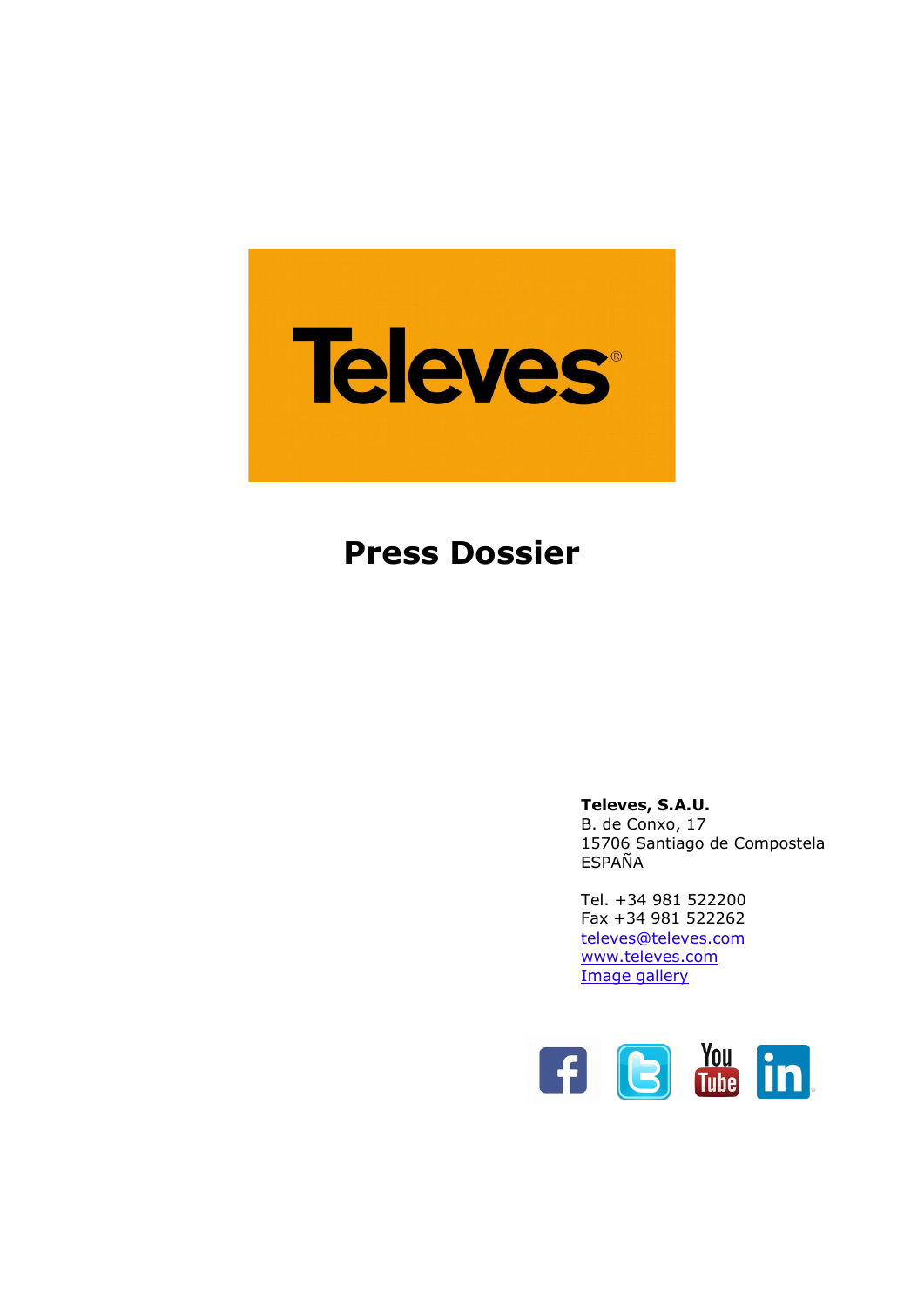Televes®

# Press Dossier

**Televes, S.A.U.**
B. de Conxo, 17
15706 Santiago de Compostela
ESPAÑA

Tel. +34 981 522200
Fax +34 981 522262
televes@televes.com
www.televes.com
Image gallery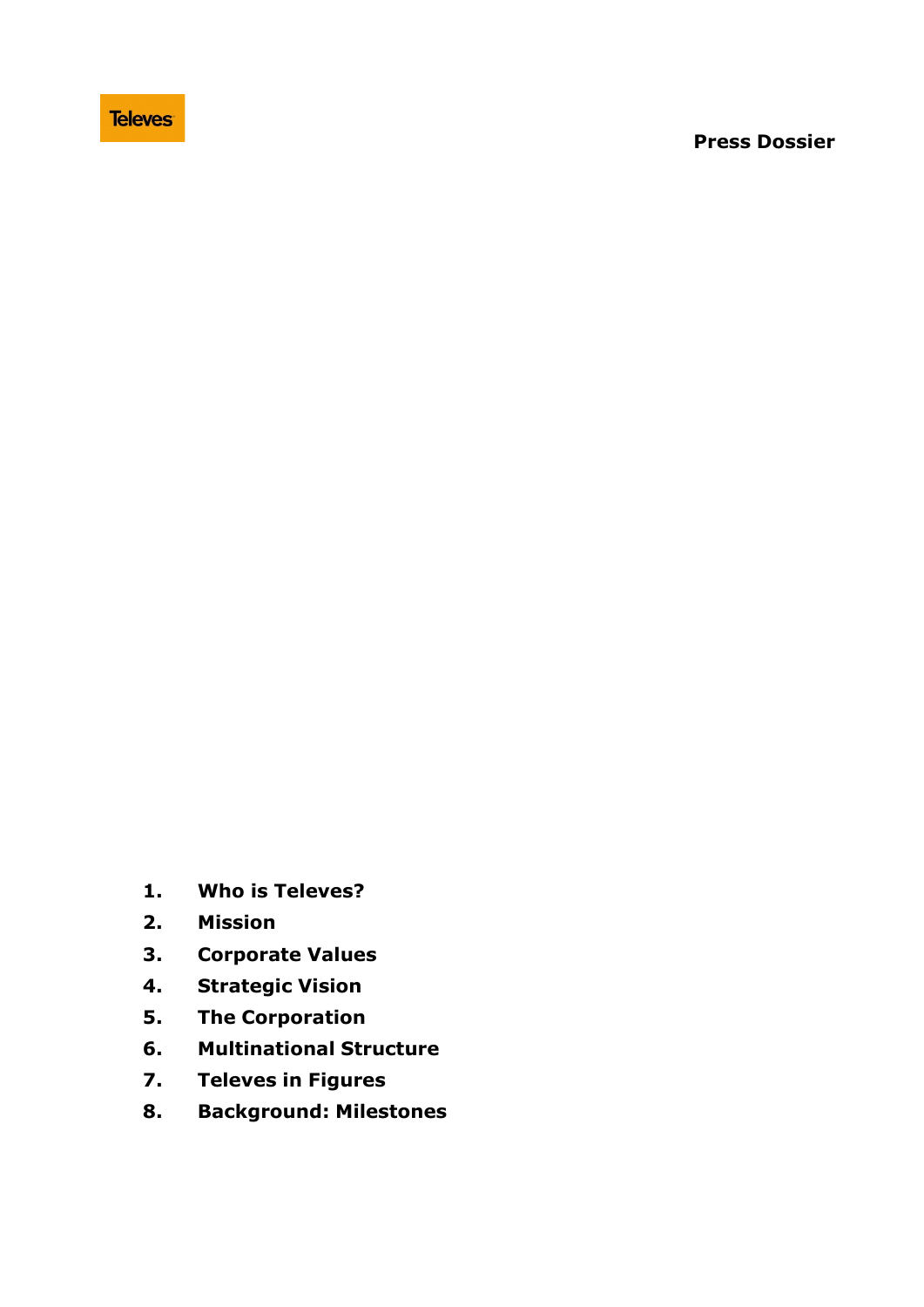Televes

**Press Dossier**

1. **Who is Televes?**
2. **Mission**
3. **Corporate Values**
4. **Strategic Vision**
5. **The Corporation**
6. **Multinational Structure**
7. **Televes in Figures**
8. **Background: Milestones**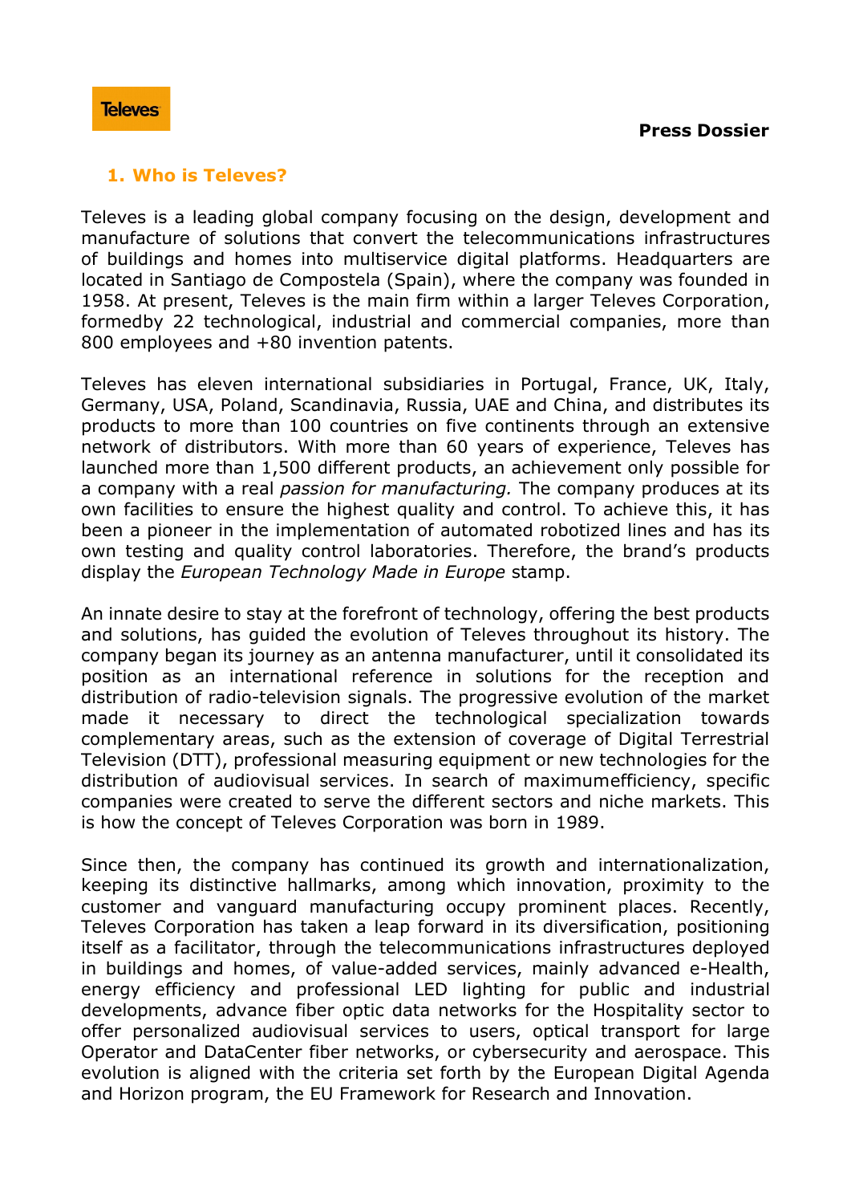## 1. Who is Televes?

Televes is a leading global company focusing on the design, development and manufacture of solutions that convert the telecommunications infrastructures of buildings and homes into multiservice digital platforms. Headquarters are located in Santiago de Compostela (Spain), where the company was founded in 1958. At present, Televes is the main firm within a larger Televes Corporation, formedby 22 technological, industrial and commercial companies, more than 800 employees and +80 invention patents.

Televes has eleven international subsidiaries in Portugal, France, UK, Italy, Germany, USA, Poland, Scandinavia, Russia, UAE and China, and distributes its products to more than 100 countries on five continents through an extensive network of distributors. With more than 60 years of experience, Televes has launched more than 1,500 different products, an achievement only possible for a company with a real *passion for manufacturing.* The company produces at its own facilities to ensure the highest quality and control. To achieve this, it has been a pioneer in the implementation of automated robotized lines and has its own testing and quality control laboratories. Therefore, the brand's products display the *European Technology Made in Europe* stamp.

An innate desire to stay at the forefront of technology, offering the best products and solutions, has guided the evolution of Televes throughout its history. The company began its journey as an antenna manufacturer, until it consolidated its position as an international reference in solutions for the reception and distribution of radio-television signals. The progressive evolution of the market made it necessary to direct the technological specialization towards complementary areas, such as the extension of coverage of Digital Terrestrial Television (DTT), professional measuring equipment or new technologies for the distribution of audiovisual services. In search of maximumefficiency, specific companies were created to serve the different sectors and niche markets. This is how the concept of Televes Corporation was born in 1989.

Since then, the company has continued its growth and internationalization, keeping its distinctive hallmarks, among which innovation, proximity to the customer and vanguard manufacturing occupy prominent places. Recently, Televes Corporation has taken a leap forward in its diversification, positioning itself as a facilitator, through the telecommunications infrastructures deployed in buildings and homes, of value-added services, mainly advanced e-Health, energy efficiency and professional LED lighting for public and industrial developments, advance fiber optic data networks for the Hospitality sector to offer personalized audiovisual services to users, optical transport for large Operator and DataCenter fiber networks, or cybersecurity and aerospace. This evolution is aligned with the criteria set forth by the European Digital Agenda and Horizon program, the EU Framework for Research and Innovation.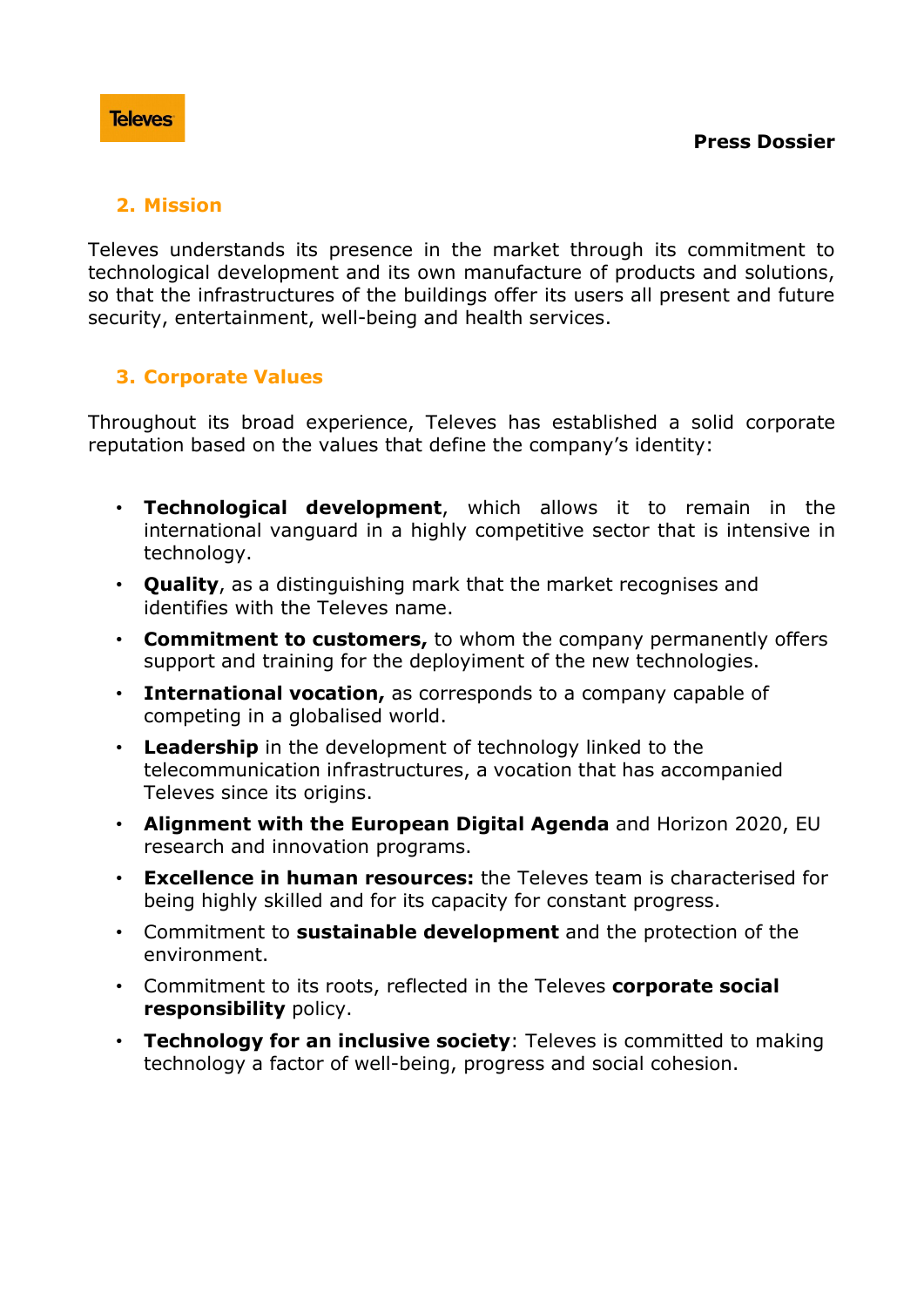## 2. Mission

Televes understands its presence in the market through its commitment to technological development and its own manufacture of products and solutions, so that the infrastructures of the buildings offer its users all present and future security, entertainment, well-being and health services.

## 3. Corporate Values

Throughout its broad experience, Televes has established a solid corporate reputation based on the values that define the company's identity:

- **Technological development**, which allows it to remain in the international vanguard in a highly competitive sector that is intensive in technology.
- **Quality**, as a distinguishing mark that the market recognises and identifies with the Televes name.
- **Commitment to customers,** to whom the company permanently offers support and training for the deployiment of the new technologies.
- **International vocation,** as corresponds to a company capable of competing in a globalised world.
- **Leadership** in the development of technology linked to the telecommunication infrastructures, a vocation that has accompanied Televes since its origins.
- **Alignment with the European Digital Agenda** and Horizon 2020, EU research and innovation programs.
- **Excellence in human resources:** the Televes team is characterised for being highly skilled and for its capacity for constant progress.
- Commitment to **sustainable development** and the protection of the environment.
- Commitment to its roots, reflected in the Televes **corporate social responsibility** policy.
- **Technology for an inclusive society**: Televes is committed to making technology a factor of well-being, progress and social cohesion.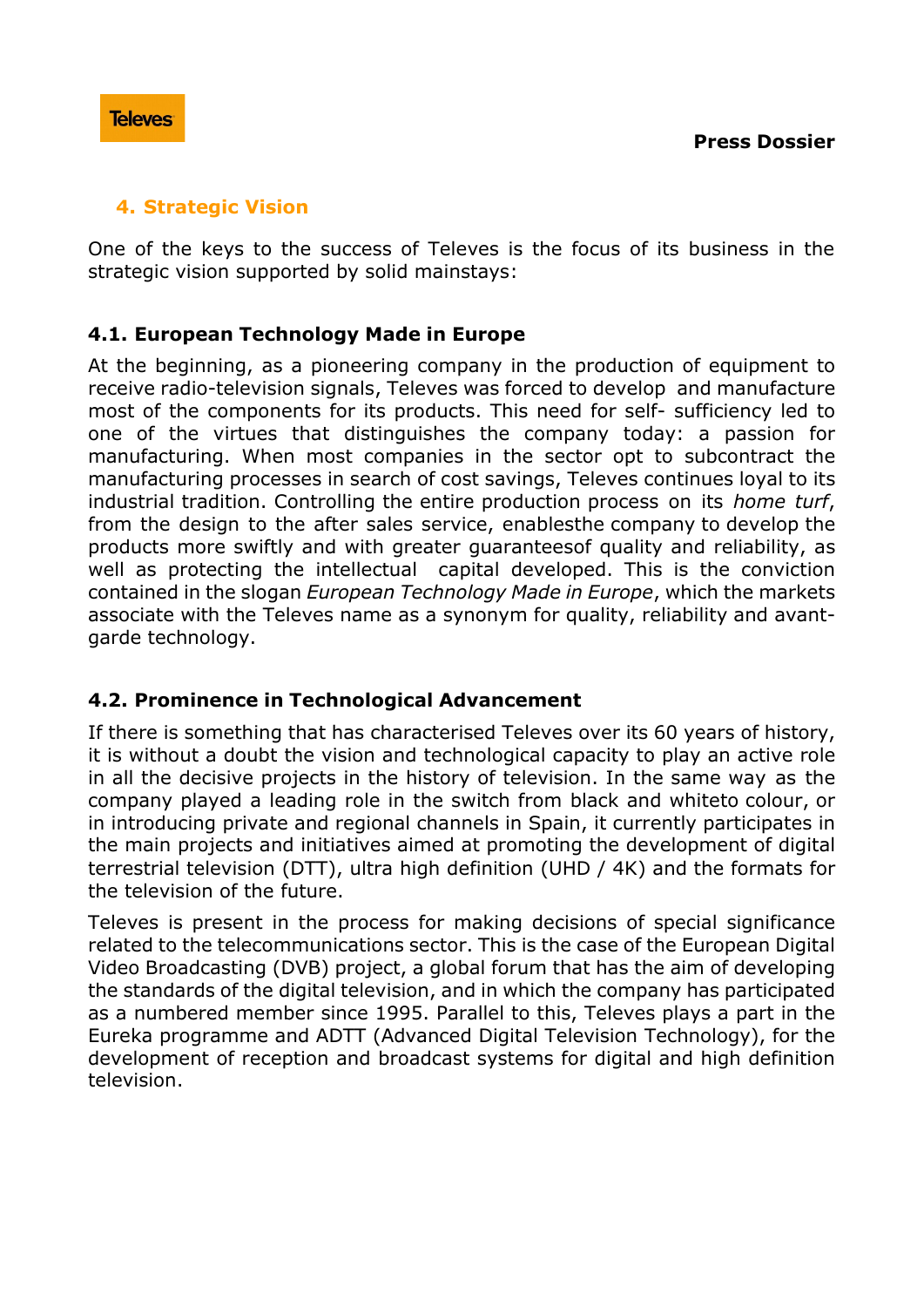## 4. Strategic Vision

One of the keys to the success of Televes is the focus of its business in the strategic vision supported by solid mainstays:

### 4.1. European Technology Made in Europe

At the beginning, as a pioneering company in the production of equipment to receive radio-television signals, Televes was forced to develop and manufacture most of the components for its products. This need for self- sufficiency led to one of the virtues that distinguishes the company today: a passion for manufacturing. When most companies in the sector opt to subcontract the manufacturing processes in search of cost savings, Televes continues loyal to its industrial tradition. Controlling the entire production process on its *home turf*, from the design to the after sales service, enablesthe company to develop the products more swiftly and with greater guaranteesof quality and reliability, as well as protecting the intellectual capital developed. This is the conviction contained in the slogan *European Technology Made in Europe*, which the markets associate with the Televes name as a synonym for quality, reliability and avant-garde technology.

### 4.2. Prominence in Technological Advancement

If there is something that has characterised Televes over its 60 years of history, it is without a doubt the vision and technological capacity to play an active role in all the decisive projects in the history of television. In the same way as the company played a leading role in the switch from black and whiteto colour, or in introducing private and regional channels in Spain, it currently participates in the main projects and initiatives aimed at promoting the development of digital terrestrial television (DTT), ultra high definition (UHD / 4K) and the formats for the television of the future.

Televes is present in the process for making decisions of special significance related to the telecommunications sector. This is the case of the European Digital Video Broadcasting (DVB) project, a global forum that has the aim of developing the standards of the digital television, and in which the company has participated as a numbered member since 1995. Parallel to this, Televes plays a part in the Eureka programme and ADTT (Advanced Digital Television Technology), for the development of reception and broadcast systems for digital and high definition television.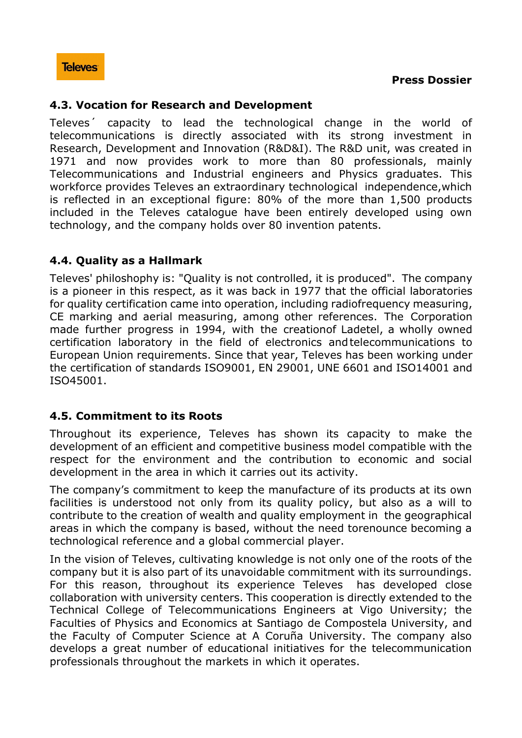#### 4.3. Vocation for Research and Development

Televes´ capacity to lead the technological change in the world of telecommunications is directly associated with its strong investment in Research, Development and Innovation (R&D&I). The R&D unit, was created in 1971 and now provides work to more than 80 professionals, mainly Telecommunications and Industrial engineers and Physics graduates. This workforce provides Televes an extraordinary technological independence,which is reflected in an exceptional figure: 80% of the more than 1,500 products included in the Televes catalogue have been entirely developed using own technology, and the company holds over 80 invention patents.

#### 4.4. Quality as a Hallmark

Televes' philoshophy is: "Quality is not controlled, it is produced". The company is a pioneer in this respect, as it was back in 1977 that the official laboratories for quality certification came into operation, including radiofrequency measuring, CE marking and aerial measuring, among other references. The Corporation made further progress in 1994, with the creationof Ladetel, a wholly owned certification laboratory in the field of electronics andtelecommunications to European Union requirements. Since that year, Televes has been working under the certification of standards ISO9001, EN 29001, UNE 6601 and ISO14001 and ISO45001.

#### 4.5. Commitment to its Roots

Throughout its experience, Televes has shown its capacity to make the development of an efficient and competitive business model compatible with the respect for the environment and the contribution to economic and social development in the area in which it carries out its activity.

The company's commitment to keep the manufacture of its products at its own facilities is understood not only from its quality policy, but also as a will to contribute to the creation of wealth and quality employment in the geographical areas in which the company is based, without the need torenounce becoming a technological reference and a global commercial player.

In the vision of Televes, cultivating knowledge is not only one of the roots of the company but it is also part of its unavoidable commitment with its surroundings. For this reason, throughout its experience Televes has developed close collaboration with university centers. This cooperation is directly extended to the Technical College of Telecommunications Engineers at Vigo University; the Faculties of Physics and Economics at Santiago de Compostela University, and the Faculty of Computer Science at A Coruña University. The company also develops a great number of educational initiatives for the telecommunication professionals throughout the markets in which it operates.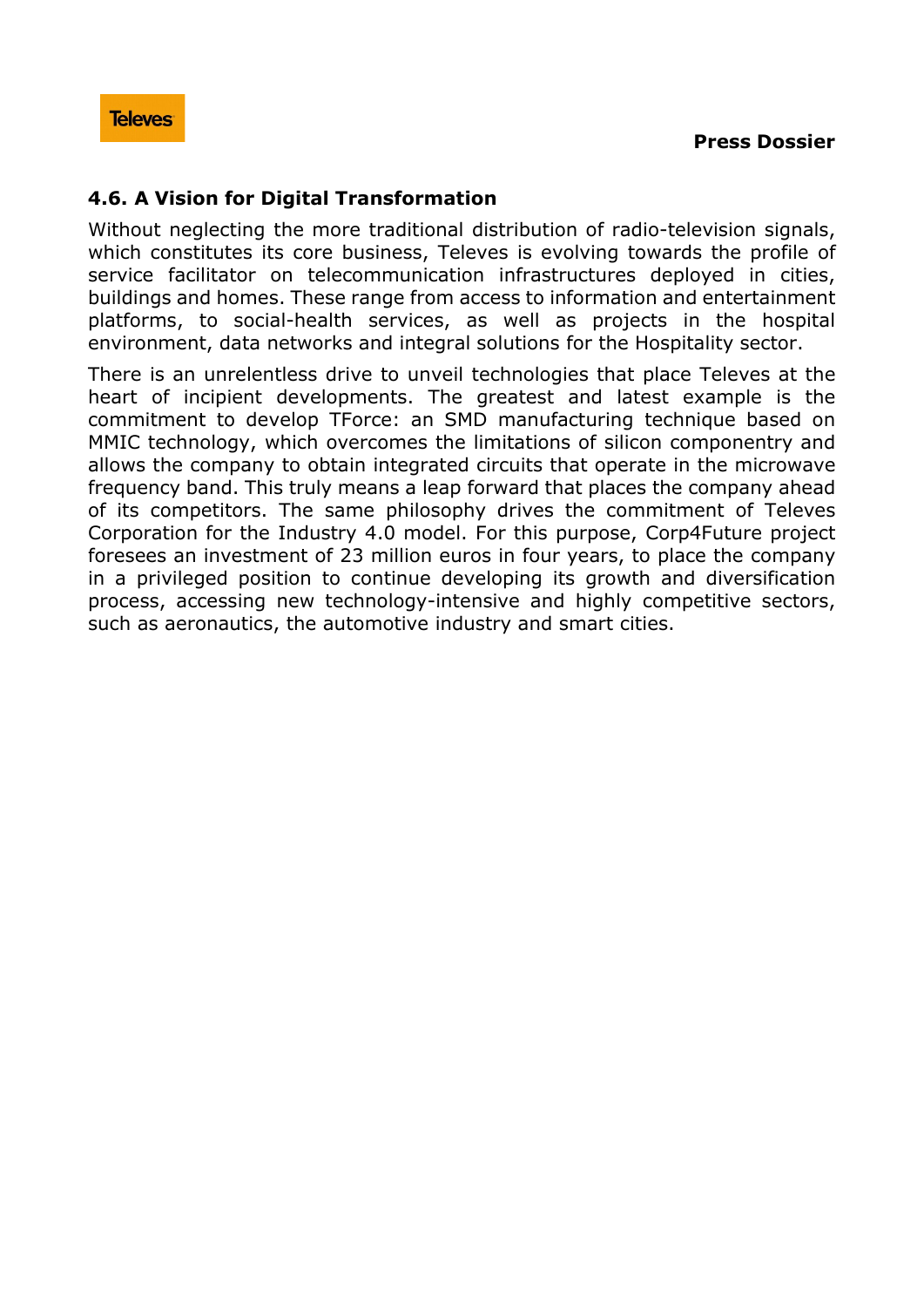## 4.6. A Vision for Digital Transformation

Without neglecting the more traditional distribution of radio-television signals, which constitutes its core business, Televes is evolving towards the profile of service facilitator on telecommunication infrastructures deployed in cities, buildings and homes. These range from access to information and entertainment platforms, to social-health services, as well as projects in the hospital environment, data networks and integral solutions for the Hospitality sector.

There is an unrelentless drive to unveil technologies that place Televes at the heart of incipient developments. The greatest and latest example is the commitment to develop TForce: an SMD manufacturing technique based on MMIC technology, which overcomes the limitations of silicon componentry and allows the company to obtain integrated circuits that operate in the microwave frequency band. This truly means a leap forward that places the company ahead of its competitors. The same philosophy drives the commitment of Televes Corporation for the Industry 4.0 model. For this purpose, Corp4Future project foresees an investment of 23 million euros in four years, to place the company in a privileged position to continue developing its growth and diversification process, accessing new technology-intensive and highly competitive sectors, such as aeronautics, the automotive industry and smart cities.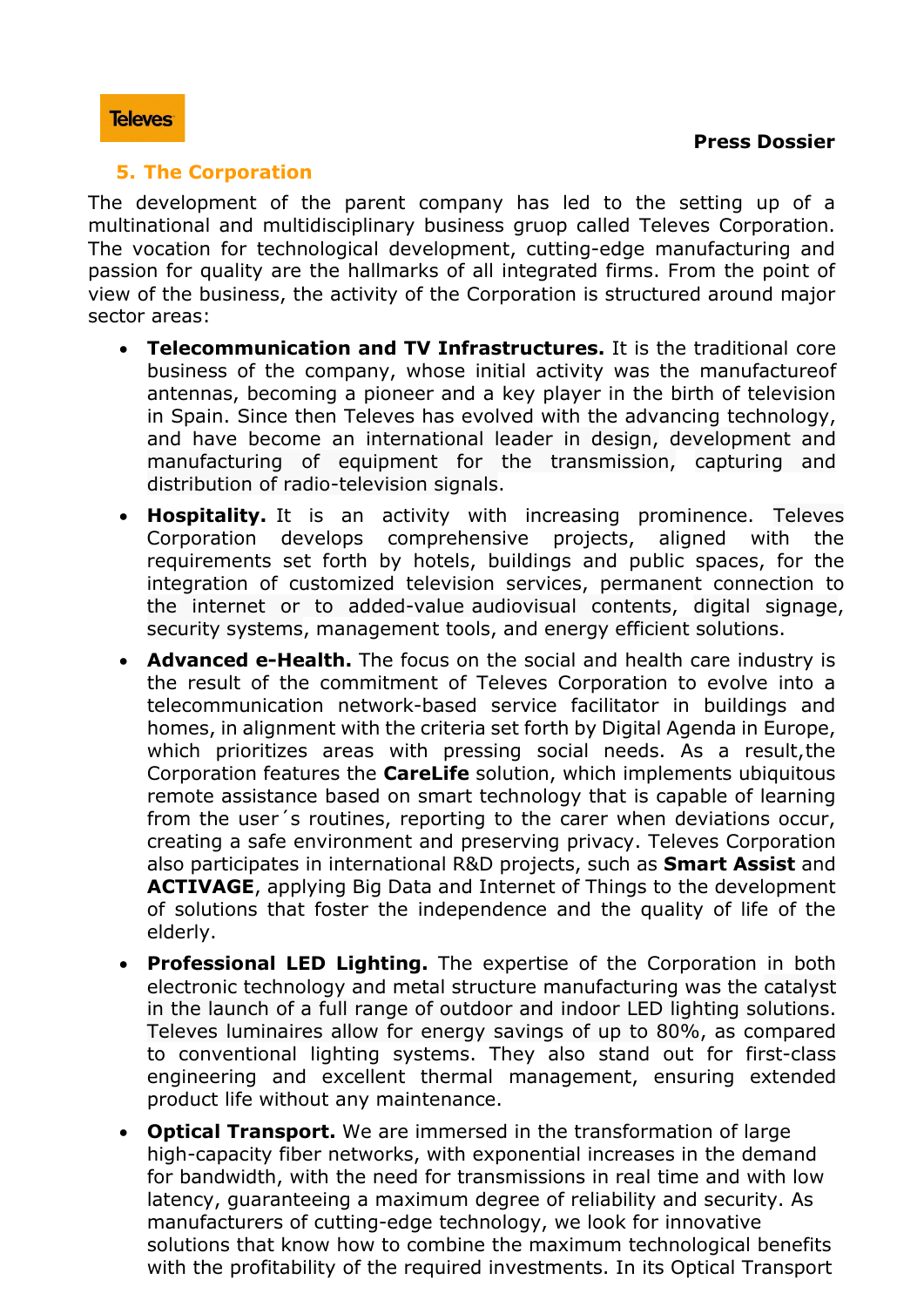## 5. The Corporation

The development of the parent company has led to the setting up of a multinational and multidisciplinary business gruop called Televes Corporation. The vocation for technological development, cutting-edge manufacturing and passion for quality are the hallmarks of all integrated firms. From the point of view of the business, the activity of the Corporation is structured around major sector areas:

- **Telecommunication and TV Infrastructures.** It is the traditional core business of the company, whose initial activity was the manufactureof antennas, becoming a pioneer and a key player in the birth of television in Spain. Since then Televes has evolved with the advancing technology, and have become an international leader in design, development and manufacturing of equipment for the transmission, capturing and distribution of radio-television signals.
- **Hospitality.** It is an activity with increasing prominence. Televes Corporation develops comprehensive projects, aligned with the requirements set forth by hotels, buildings and public spaces, for the integration of customized television services, permanent connection to the internet or to added-value audiovisual contents, digital signage, security systems, management tools, and energy efficient solutions.
- **Advanced e-Health.** The focus on the social and health care industry is the result of the commitment of Televes Corporation to evolve into a telecommunication network-based service facilitator in buildings and homes, in alignment with the criteria set forth by Digital Agenda in Europe, which prioritizes areas with pressing social needs. As a result,the Corporation features the **CareLife** solution, which implements ubiquitous remote assistance based on smart technology that is capable of learning from the user´s routines, reporting to the carer when deviations occur, creating a safe environment and preserving privacy. Televes Corporation also participates in international R&D projects, such as **Smart Assist** and **ACTIVAGE**, applying Big Data and Internet of Things to the development of solutions that foster the independence and the quality of life of the elderly.
- **Professional LED Lighting.** The expertise of the Corporation in both electronic technology and metal structure manufacturing was the catalyst in the launch of a full range of outdoor and indoor LED lighting solutions. Televes luminaires allow for energy savings of up to 80%, as compared to conventional lighting systems. They also stand out for first-class engineering and excellent thermal management, ensuring extended product life without any maintenance.
- **Optical Transport.** We are immersed in the transformation of large high-capacity fiber networks, with exponential increases in the demand for bandwidth, with the need for transmissions in real time and with low latency, guaranteeing a maximum degree of reliability and security. As manufacturers of cutting-edge technology, we look for innovative solutions that know how to combine the maximum technological benefits with the profitability of the required investments. In its Optical Transport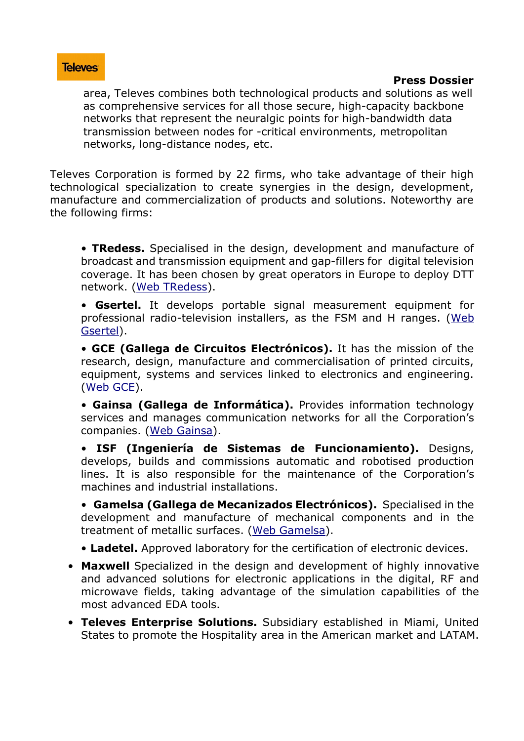area, Televes combines both technological products and solutions as well as comprehensive services for all those secure, high-capacity backbone networks that represent the neuralgic points for high-bandwidth data transmission between nodes for -critical environments, metropolitan networks, long-distance nodes, etc.

Televes Corporation is formed by 22 firms, who take advantage of their high technological specialization to create synergies in the design, development, manufacture and commercialization of products and solutions. Noteworthy are the following firms:

- **TRedess.** Specialised in the design, development and manufacture of broadcast and transmission equipment and gap-fillers for digital television coverage. It has been chosen by great operators in Europe to deploy DTT network. (Web TRedess).
- **Gsertel.** It develops portable signal measurement equipment for professional radio-television installers, as the FSM and H ranges. (Web Gsertel).
- **GCE (Gallega de Circuitos Electrónicos).** It has the mission of the research, design, manufacture and commercialisation of printed circuits, equipment, systems and services linked to electronics and engineering. (Web GCE).
- **Gainsa (Gallega de Informática).** Provides information technology services and manages communication networks for all the Corporation's companies. (Web Gainsa).
- **ISF (Ingeniería de Sistemas de Funcionamiento).** Designs, develops, builds and commissions automatic and robotised production lines. It is also responsible for the maintenance of the Corporation's machines and industrial installations.
- **Gamelsa (Gallega de Mecanizados Electrónicos).** Specialised in the development and manufacture of mechanical components and in the treatment of metallic surfaces. (Web Gamelsa).
- **Ladetel.** Approved laboratory for the certification of electronic devices.
- **Maxwell** Specialized in the design and development of highly innovative and advanced solutions for electronic applications in the digital, RF and microwave fields, taking advantage of the simulation capabilities of the most advanced EDA tools.
- **Televes Enterprise Solutions.** Subsidiary established in Miami, United States to promote the Hospitality area in the American market and LATAM.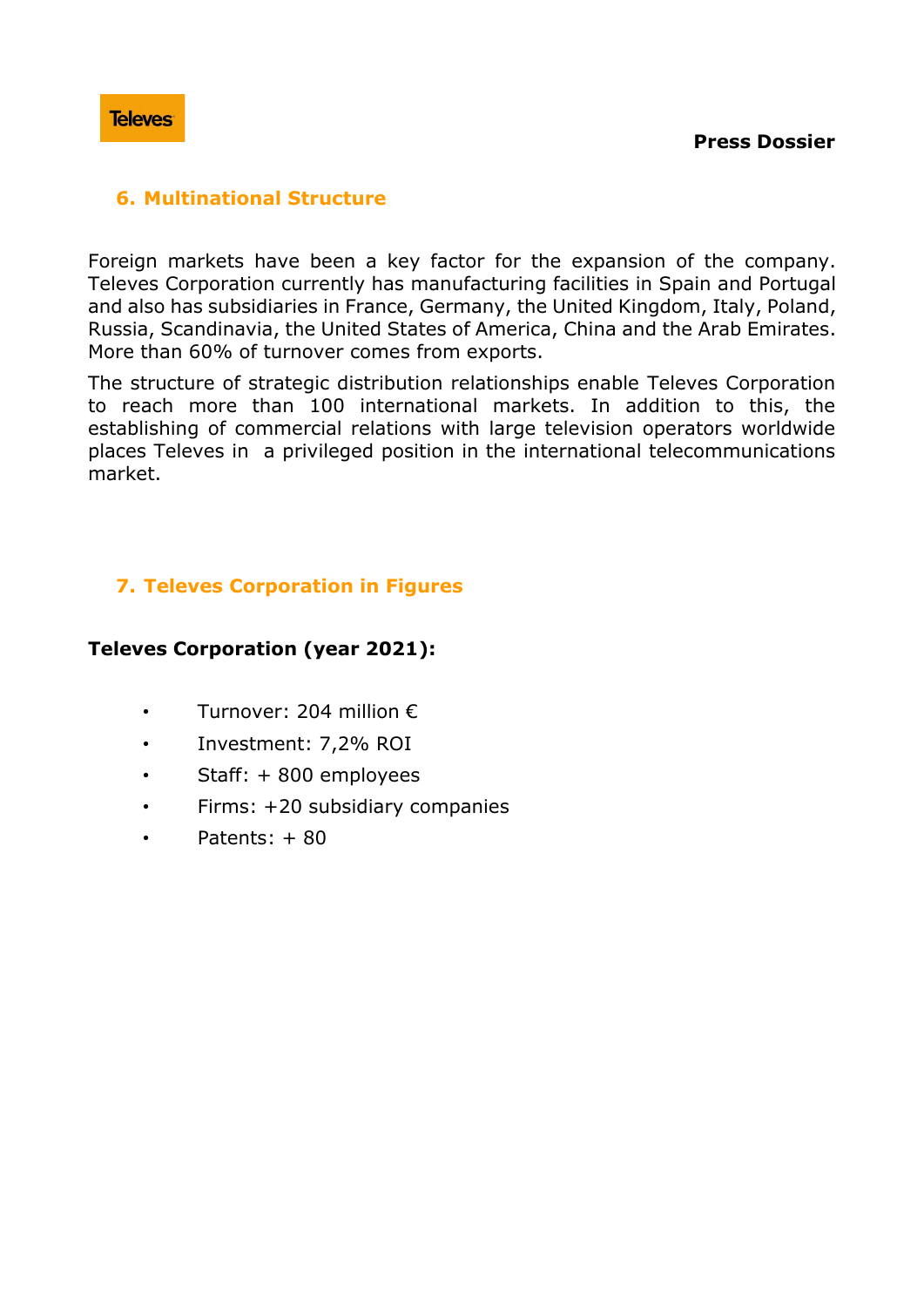## 6. Multinational Structure

Foreign markets have been a key factor for the expansion of the company. Televes Corporation currently has manufacturing facilities in Spain and Portugal and also has subsidiaries in France, Germany, the United Kingdom, Italy, Poland, Russia, Scandinavia, the United States of America, China and the Arab Emirates. More than 60% of turnover comes from exports.

The structure of strategic distribution relationships enable Televes Corporation to reach more than 100 international markets. In addition to this, the establishing of commercial relations with large television operators worldwide places Televes in a privileged position in the international telecommunications market.

## 7. Televes Corporation in Figures

**Televes Corporation (year 2021):**

- Turnover: 204 million €
- Investment: 7,2% ROI
- Staff: + 800 employees
- Firms: +20 subsidiary companies
- Patents: + 80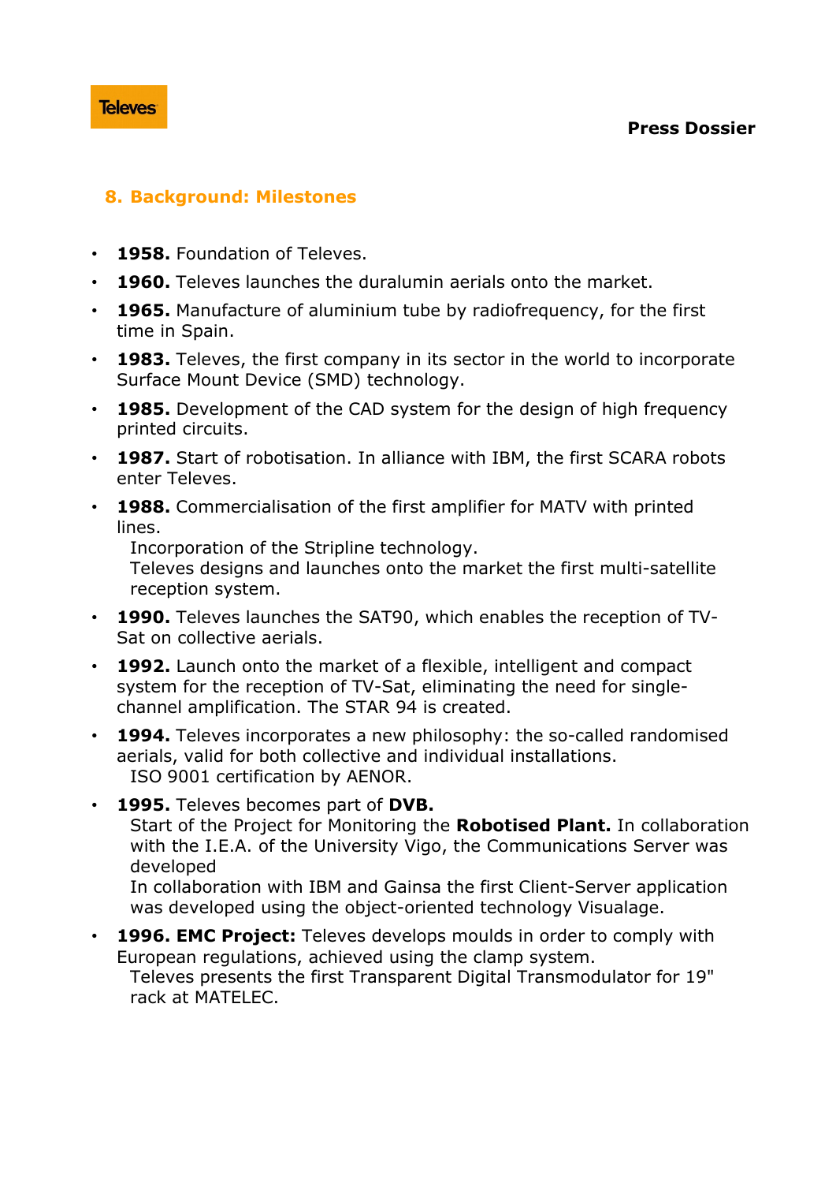## 8. Background: Milestones

- **1958.** Foundation of Televes.
- **1960.** Televes launches the duralumin aerials onto the market.
- **1965.** Manufacture of aluminium tube by radiofrequency, for the first time in Spain.
- **1983.** Televes, the first company in its sector in the world to incorporate Surface Mount Device (SMD) technology.
- **1985.** Development of the CAD system for the design of high frequency printed circuits.
- **1987.** Start of robotisation. In alliance with IBM, the first SCARA robots enter Televes.
- **1988.** Commercialisation of the first amplifier for MATV with printed lines.
  Incorporation of the Stripline technology.
  Televes designs and launches onto the market the first multi-satellite reception system.
- **1990.** Televes launches the SAT90, which enables the reception of TV-Sat on collective aerials.
- **1992.** Launch onto the market of a flexible, intelligent and compact system for the reception of TV-Sat, eliminating the need for single-channel amplification. The STAR 94 is created.
- **1994.** Televes incorporates a new philosophy: the so-called randomised aerials, valid for both collective and individual installations.
  ISO 9001 certification by AENOR.
- **1995.** Televes becomes part of **DVB.**
  Start of the Project for Monitoring the **Robotised Plant.** In collaboration with the I.E.A. of the University Vigo, the Communications Server was developed
  In collaboration with IBM and Gainsa the first Client-Server application was developed using the object-oriented technology Visualage.
- **1996. EMC Project:** Televes develops moulds in order to comply with European regulations, achieved using the clamp system.
  Televes presents the first Transparent Digital Transmodulator for 19" rack at MATELEC.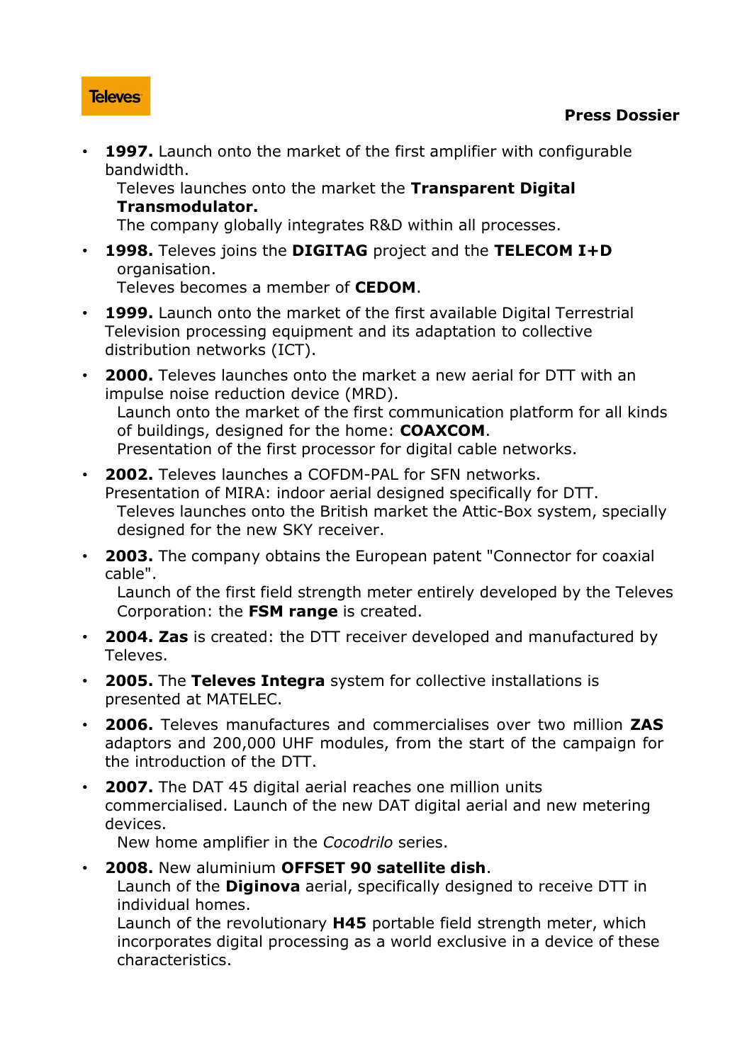- **1997.** Launch onto the market of the first amplifier with configurable bandwidth.
  Televes launches onto the market the **Transparent Digital Transmodulator.**
  The company globally integrates R&D within all processes.

- **1998.** Televes joins the **DIGITAG** project and the **TELECOM I+D** organisation.
  Televes becomes a member of **CEDOM**.

- **1999.** Launch onto the market of the first available Digital Terrestrial Television processing equipment and its adaptation to collective distribution networks (ICT).

- **2000.** Televes launches onto the market a new aerial for DTT with an impulse noise reduction device (MRD).
  Launch onto the market of the first communication platform for all kinds of buildings, designed for the home: **COAXCOM**.
  Presentation of the first processor for digital cable networks.

- **2002.** Televes launches a COFDM-PAL for SFN networks.
  Presentation of MIRA: indoor aerial designed specifically for DTT.
  Televes launches onto the British market the Attic-Box system, specially designed for the new SKY receiver.

- **2003.** The company obtains the European patent "Connector for coaxial cable".
  Launch of the first field strength meter entirely developed by the Televes Corporation: the **FSM range** is created.

- **2004. Zas** is created: the DTT receiver developed and manufactured by Televes.

- **2005.** The **Televes Integra** system for collective installations is presented at MATELEC.

- **2006.** Televes manufactures and commercialises over two million **ZAS** adaptors and 200,000 UHF modules, from the start of the campaign for the introduction of the DTT.

- **2007.** The DAT 45 digital aerial reaches one million units commercialised. Launch of the new DAT digital aerial and new metering devices.
  New home amplifier in the *Cocodrilo* series.

- **2008.** New aluminium **OFFSET 90 satellite dish**.
  Launch of the **Diginova** aerial, specifically designed to receive DTT in individual homes.
  Launch of the revolutionary **H45** portable field strength meter, which incorporates digital processing as a world exclusive in a device of these characteristics.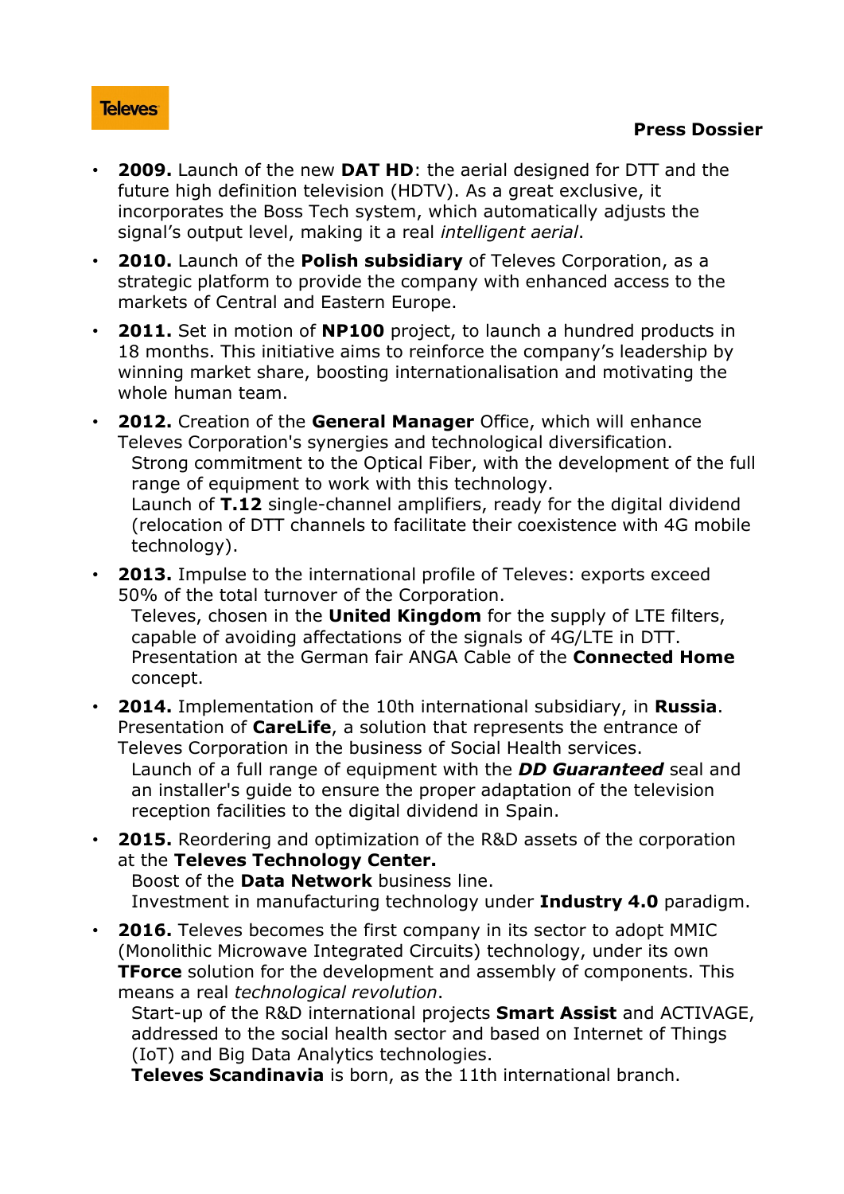- **2009.** Launch of the new **DAT HD**: the aerial designed for DTT and the future high definition television (HDTV). As a great exclusive, it incorporates the Boss Tech system, which automatically adjusts the signal's output level, making it a real *intelligent aerial*.
- **2010.** Launch of the **Polish subsidiary** of Televes Corporation, as a strategic platform to provide the company with enhanced access to the markets of Central and Eastern Europe.
- **2011.** Set in motion of **NP100** project, to launch a hundred products in 18 months. This initiative aims to reinforce the company's leadership by winning market share, boosting internationalisation and motivating the whole human team.
- **2012.** Creation of the **General Manager** Office, which will enhance Televes Corporation's synergies and technological diversification.
  Strong commitment to the Optical Fiber, with the development of the full range of equipment to work with this technology.
  Launch of **T.12** single-channel amplifiers, ready for the digital dividend (relocation of DTT channels to facilitate their coexistence with 4G mobile technology).
- **2013.** Impulse to the international profile of Televes: exports exceed 50% of the total turnover of the Corporation.
  Televes, chosen in the **United Kingdom** for the supply of LTE filters, capable of avoiding affectations of the signals of 4G/LTE in DTT.
  Presentation at the German fair ANGA Cable of the **Connected Home** concept.
- **2014.** Implementation of the 10th international subsidiary, in **Russia**. Presentation of **CareLife**, a solution that represents the entrance of Televes Corporation in the business of Social Health services.
  Launch of a full range of equipment with the ***DD Guaranteed*** seal and an installer's guide to ensure the proper adaptation of the television reception facilities to the digital dividend in Spain.
- **2015.** Reordering and optimization of the R&D assets of the corporation at the **Televes Technology Center.**
  Boost of the **Data Network** business line.
  Investment in manufacturing technology under **Industry 4.0** paradigm.
- **2016.** Televes becomes the first company in its sector to adopt MMIC (Monolithic Microwave Integrated Circuits) technology, under its own **TForce** solution for the development and assembly of components. This means a real *technological revolution*.
  Start-up of the R&D international projects **Smart Assist** and ACTIVAGE, addressed to the social health sector and based on Internet of Things (IoT) and Big Data Analytics technologies.
  **Televes Scandinavia** is born, as the 11th international branch.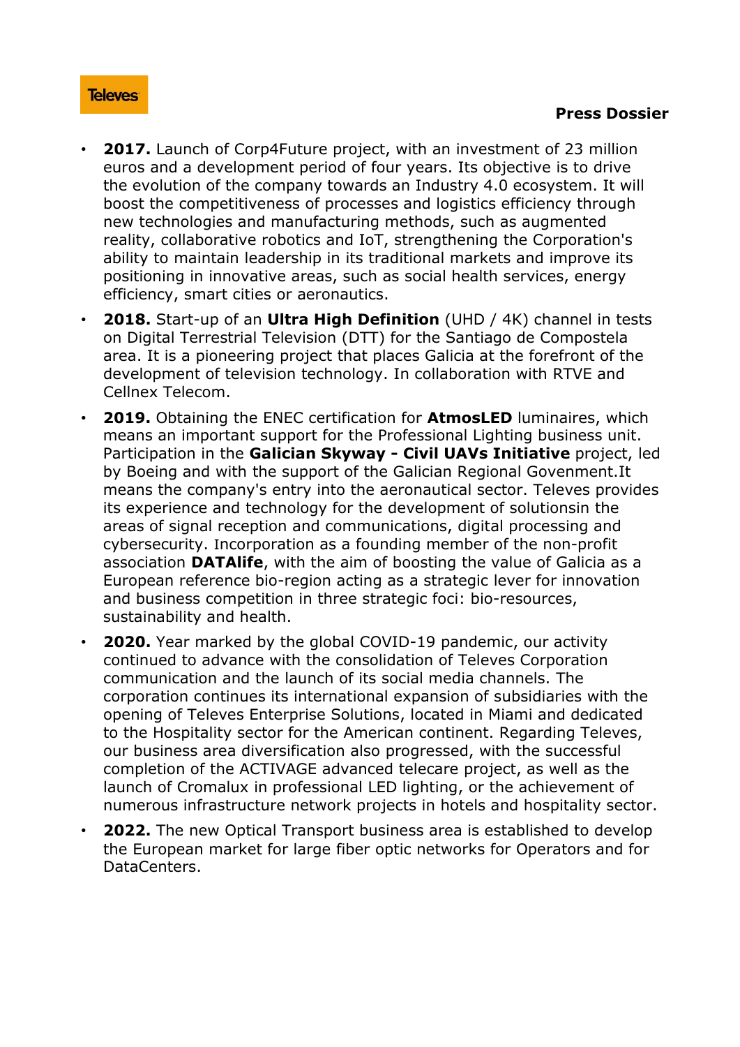- **2017.** Launch of Corp4Future project, with an investment of 23 million euros and a development period of four years. Its objective is to drive the evolution of the company towards an Industry 4.0 ecosystem. It will boost the competitiveness of processes and logistics efficiency through new technologies and manufacturing methods, such as augmented reality, collaborative robotics and IoT, strengthening the Corporation's ability to maintain leadership in its traditional markets and improve its positioning in innovative areas, such as social health services, energy efficiency, smart cities or aeronautics.
- **2018.** Start-up of an **Ultra High Definition** (UHD / 4K) channel in tests on Digital Terrestrial Television (DTT) for the Santiago de Compostela area. It is a pioneering project that places Galicia at the forefront of the development of television technology. In collaboration with RTVE and Cellnex Telecom.
- **2019.** Obtaining the ENEC certification for **AtmosLED** luminaires, which means an important support for the Professional Lighting business unit. Participation in the **Galician Skyway - Civil UAVs Initiative** project, led by Boeing and with the support of the Galician Regional Govenment.It means the company's entry into the aeronautical sector. Televes provides its experience and technology for the development of solutionsin the areas of signal reception and communications, digital processing and cybersecurity. Incorporation as a founding member of the non-profit association **DATAlife**, with the aim of boosting the value of Galicia as a European reference bio-region acting as a strategic lever for innovation and business competition in three strategic foci: bio-resources, sustainability and health.
- **2020.** Year marked by the global COVID-19 pandemic, our activity continued to advance with the consolidation of Televes Corporation communication and the launch of its social media channels. The corporation continues its international expansion of subsidiaries with the opening of Televes Enterprise Solutions, located in Miami and dedicated to the Hospitality sector for the American continent. Regarding Televes, our business area diversification also progressed, with the successful completion of the ACTIVAGE advanced telecare project, as well as the launch of Cromalux in professional LED lighting, or the achievement of numerous infrastructure network projects in hotels and hospitality sector.
- **2022.** The new Optical Transport business area is established to develop the European market for large fiber optic networks for Operators and for DataCenters.